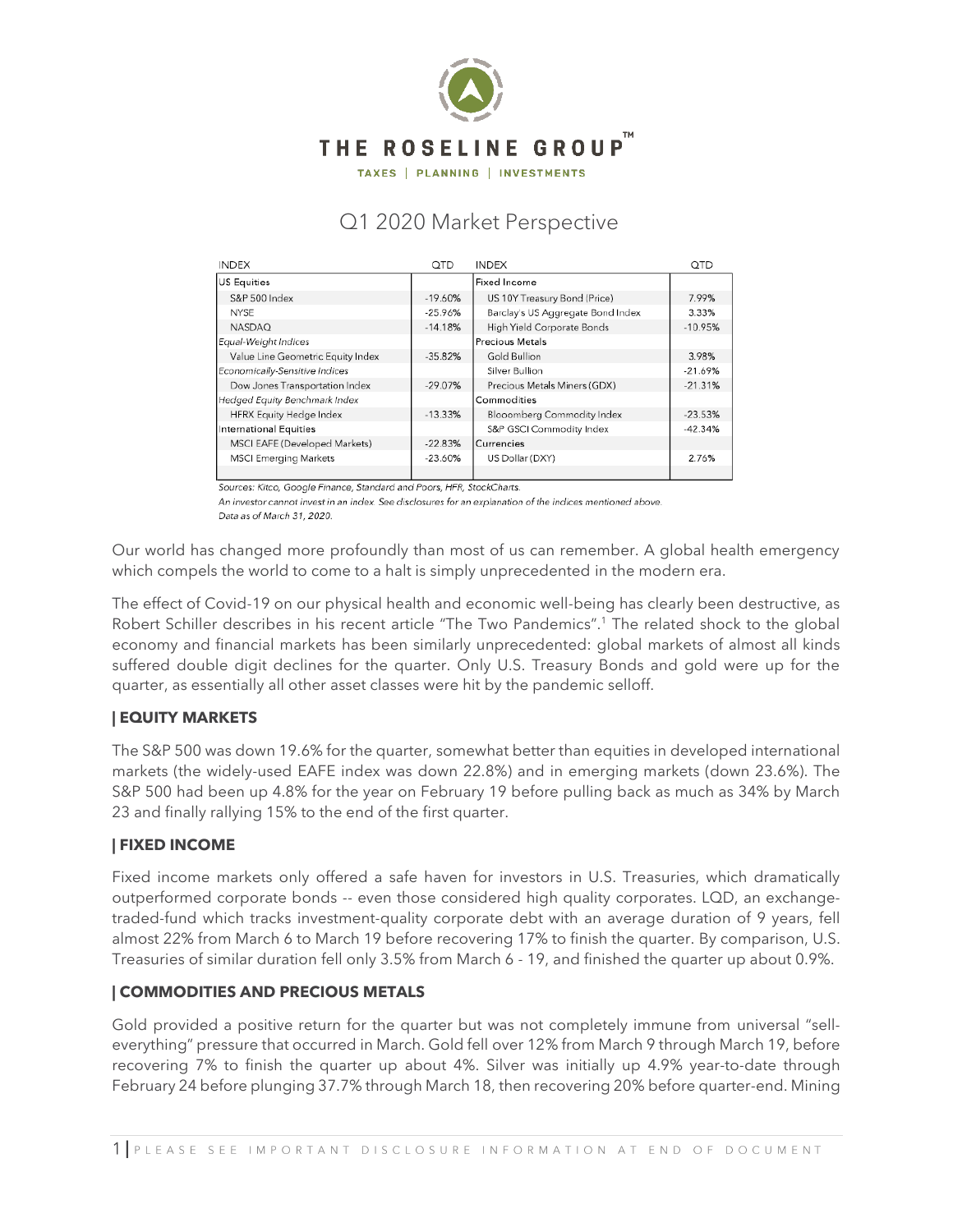THE ROSELINE GROUP™

TAXES | PLANNING | INVESTMENTS

# Q1 2020 Market Perspective

| INDEX | QTD | INDEX | QTD |
|---|---|---|---|
| US Equities | | Fixed Income | |
| S&P 500 Index | -19.60% | US 10Y Treasury Bond (Price) | 7.99% |
| NYSE | -25.96% | Barclay's US Aggregate Bond Index | 3.33% |
| NASDAQ | -14.18% | High Yield Corporate Bonds | -10.95% |
| *Equal-Weight Indices* | | Precious Metals | |
| Value Line Geometric Equity Index | -35.82% | Gold Bullion | 3.98% |
| *Economically-Sensitive Indices* | | Silver Bullion | -21.69% |
| Dow Jones Transportation Index | -29.07% | Precious Metals Miners (GDX) | -21.31% |
| *Hedged Equity Benchmark Index* | | Commodities | |
| HFRX Equity Hedge Index | -13.33% | Blooomberg Commodity Index | -23.53% |
| International Equities | | S&P GSCI Commodity Index | -42.34% |
| MSCI EAFE (Developed Markets) | -22.83% | Currencies | |
| MSCI Emerging Markets | -23.60% | US Dollar (DXY) | 2.76% |

*Sources: Kitco, Google Finance, Standard and Poors, HFR, StockCharts.*

*An investor cannot invest in an index. See disclosures for an explanation of the indices mentioned above.*

*Data as of March 31, 2020.*

Our world has changed more profoundly than most of us can remember. A global health emergency which compels the world to come to a halt is simply unprecedented in the modern era.

The effect of Covid-19 on our physical health and economic well-being has clearly been destructive, as Robert Schiller describes in his recent article "The Two Pandemics".[1] The related shock to the global economy and financial markets has been similarly unprecedented: global markets of almost all kinds suffered double digit declines for the quarter. Only U.S. Treasury Bonds and gold were up for the quarter, as essentially all other asset classes were hit by the pandemic selloff.

## | EQUITY MARKETS

The S&P 500 was down 19.6% for the quarter, somewhat better than equities in developed international markets (the widely-used EAFE index was down 22.8%) and in emerging markets (down 23.6%). The S&P 500 had been up 4.8% for the year on February 19 before pulling back as much as 34% by March 23 and finally rallying 15% to the end of the first quarter.

## | FIXED INCOME

Fixed income markets only offered a safe haven for investors in U.S. Treasuries, which dramatically outperformed corporate bonds -- even those considered high quality corporates. LQD, an exchange-traded-fund which tracks investment-quality corporate debt with an average duration of 9 years, fell almost 22% from March 6 to March 19 before recovering 17% to finish the quarter. By comparison, U.S. Treasuries of similar duration fell only 3.5% from March 6 - 19, and finished the quarter up about 0.9%.

## | COMMODITIES AND PRECIOUS METALS

Gold provided a positive return for the quarter but was not completely immune from universal "sell-everything" pressure that occurred in March. Gold fell over 12% from March 9 through March 19, before recovering 7% to finish the quarter up about 4%. Silver was initially up 4.9% year-to-date through February 24 before plunging 37.7% through March 18, then recovering 20% before quarter-end. Mining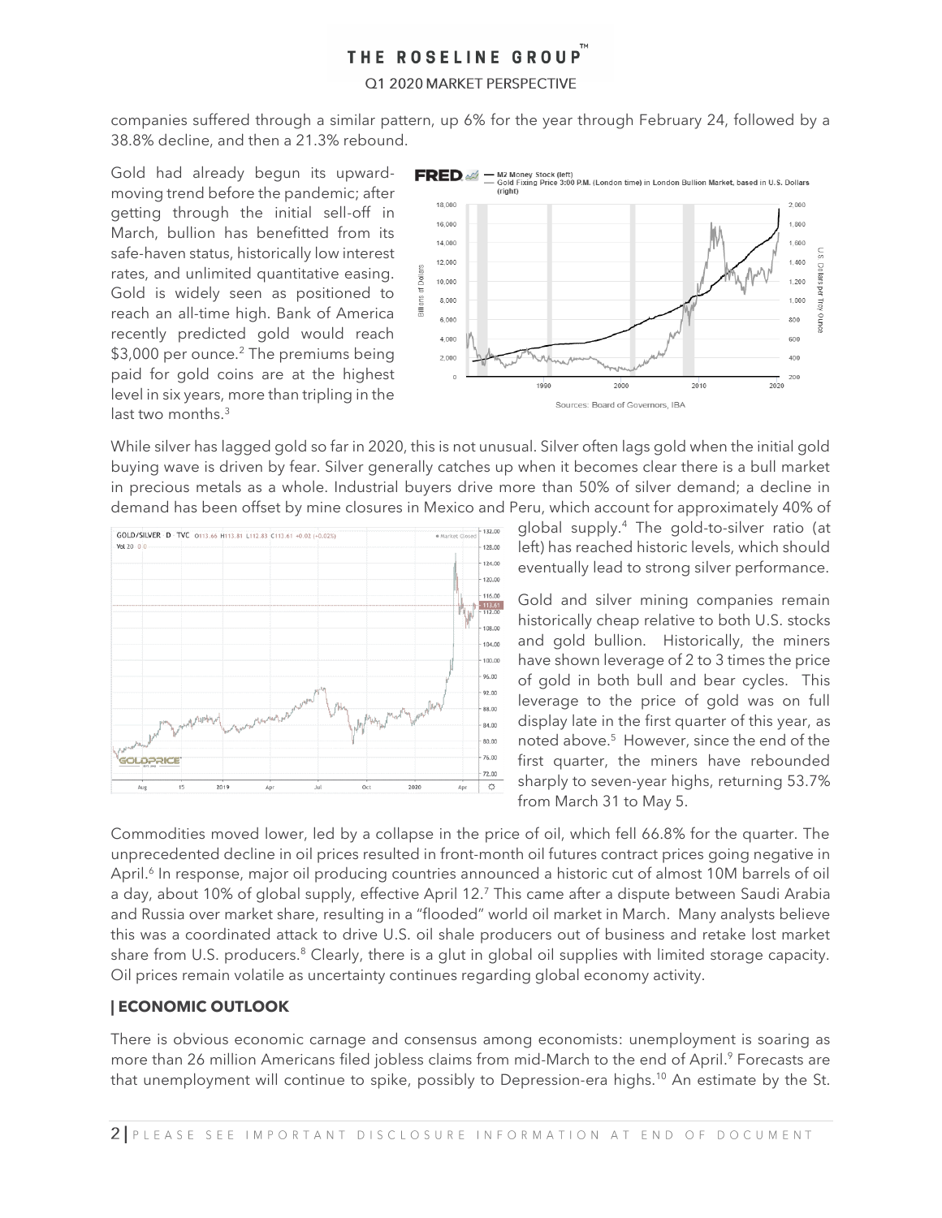companies suffered through a similar pattern, up 6% for the year through February 24, followed by a 38.8% decline, and then a 21.3% rebound.

Gold had already begun its upward-moving trend before the pandemic; after getting through the initial sell-off in March, bullion has benefitted from its safe-haven status, historically low interest rates, and unlimited quantitative easing. Gold is widely seen as positioned to reach an all-time high. Bank of America recently predicted gold would reach \$3,000 per ounce.[2] The premiums being paid for gold coins are at the highest level in six years, more than tripling in the last two months.[3]

While silver has lagged gold so far in 2020, this is not unusual. Silver often lags gold when the initial gold buying wave is driven by fear. Silver generally catches up when it becomes clear there is a bull market in precious metals as a whole. Industrial buyers drive more than 50% of silver demand; a decline in demand has been offset by mine closures in Mexico and Peru, which account for approximately 40% of global supply.[4] The gold-to-silver ratio (at left) has reached historic levels, which should eventually lead to strong silver performance.

Gold and silver mining companies remain historically cheap relative to both U.S. stocks and gold bullion. Historically, the miners have shown leverage of 2 to 3 times the price of gold in both bull and bear cycles. This leverage to the price of gold was on full display late in the first quarter of this year, as noted above.[5] However, since the end of the first quarter, the miners have rebounded sharply to seven-year highs, returning 53.7% from March 31 to May 5.

Commodities moved lower, led by a collapse in the price of oil, which fell 66.8% for the quarter. The unprecedented decline in oil prices resulted in front-month oil futures contract prices going negative in April.[6] In response, major oil producing countries announced a historic cut of almost 10M barrels of oil a day, about 10% of global supply, effective April 12.[7] This came after a dispute between Saudi Arabia and Russia over market share, resulting in a "flooded" world oil market in March. Many analysts believe this was a coordinated attack to drive U.S. oil shale producers out of business and retake lost market share from U.S. producers.[8] Clearly, there is a glut in global oil supplies with limited storage capacity. Oil prices remain volatile as uncertainty continues regarding global economy activity.

## | ECONOMIC OUTLOOK

There is obvious economic carnage and consensus among economists: unemployment is soaring as more than 26 million Americans filed jobless claims from mid-March to the end of April.[9] Forecasts are that unemployment will continue to spike, possibly to Depression-era highs.[10] An estimate by the St.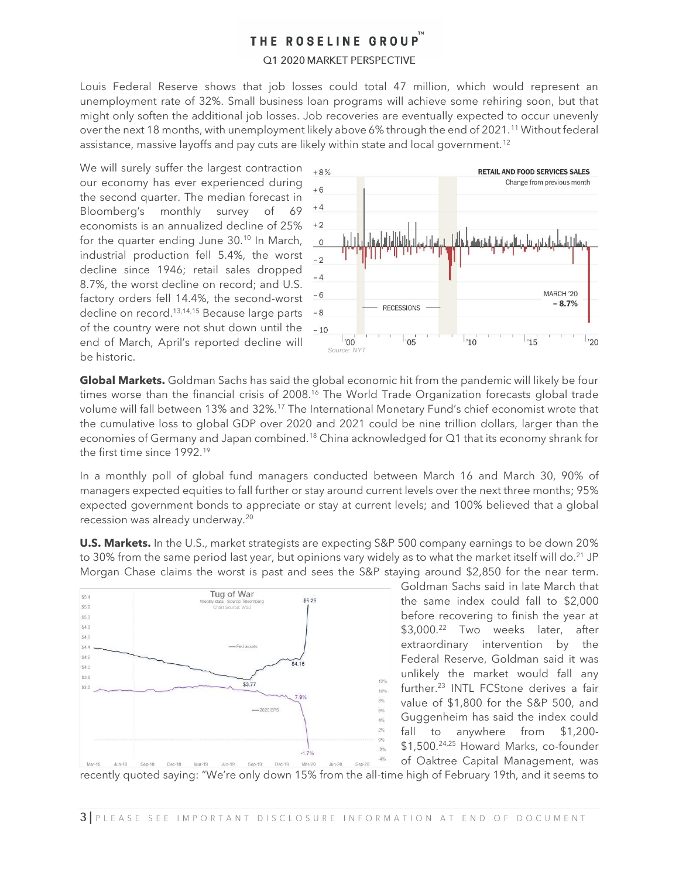Louis Federal Reserve shows that job losses could total 47 million, which would represent an unemployment rate of 32%. Small business loan programs will achieve some rehiring soon, but that might only soften the additional job losses. Job recoveries are eventually expected to occur unevenly over the next 18 months, with unemployment likely above 6% through the end of 2021.[11] Without federal assistance, massive layoffs and pay cuts are likely within state and local government.[12]

We will surely suffer the largest contraction our economy has ever experienced during the second quarter. The median forecast in Bloomberg's monthly survey of 69 economists is an annualized decline of 25% for the quarter ending June 30.[10] In March, industrial production fell 5.4%, the worst decline since 1946; retail sales dropped 8.7%, the worst decline on record; and U.S. factory orders fell 14.4%, the second-worst decline on record.[13,14,15] Because large parts of the country were not shut down until the end of March, April's reported decline will be historic.

**Global Markets.** Goldman Sachs has said the global economic hit from the pandemic will likely be four times worse than the financial crisis of 2008.[16] The World Trade Organization forecasts global trade volume will fall between 13% and 32%.[17] The International Monetary Fund's chief economist wrote that the cumulative loss to global GDP over 2020 and 2021 could be nine trillion dollars, larger than the economies of Germany and Japan combined.[18] China acknowledged for Q1 that its economy shrank for the first time since 1992.[19]

In a monthly poll of global fund managers conducted between March 16 and March 30, 90% of managers expected equities to fall further or stay around current levels over the next three months; 95% expected government bonds to appreciate or stay at current levels; and 100% believed that a global recession was already underway.[20]

**U.S. Markets.** In the U.S., market strategists are expecting S&P 500 company earnings to be down 20% to 30% from the same period last year, but opinions vary widely as to what the market itself will do.[21] JP Morgan Chase claims the worst is past and sees the S&P staying around $2,850 for the near term. Goldman Sachs said in late March that the same index could fall to $2,000 before recovering to finish the year at $3,000.[22] Two weeks later, after extraordinary intervention by the Federal Reserve, Goldman said it was unlikely the market would fall any further.[23] INTL FCStone derives a fair value of $1,800 for the S&P 500, and Guggenheim has said the index could fall to anywhere from $1,200-$1,500.[24,25] Howard Marks, co-founder of Oaktree Capital Management, was recently quoted saying: "We're only down 15% from the all-time high of February 19th, and it seems to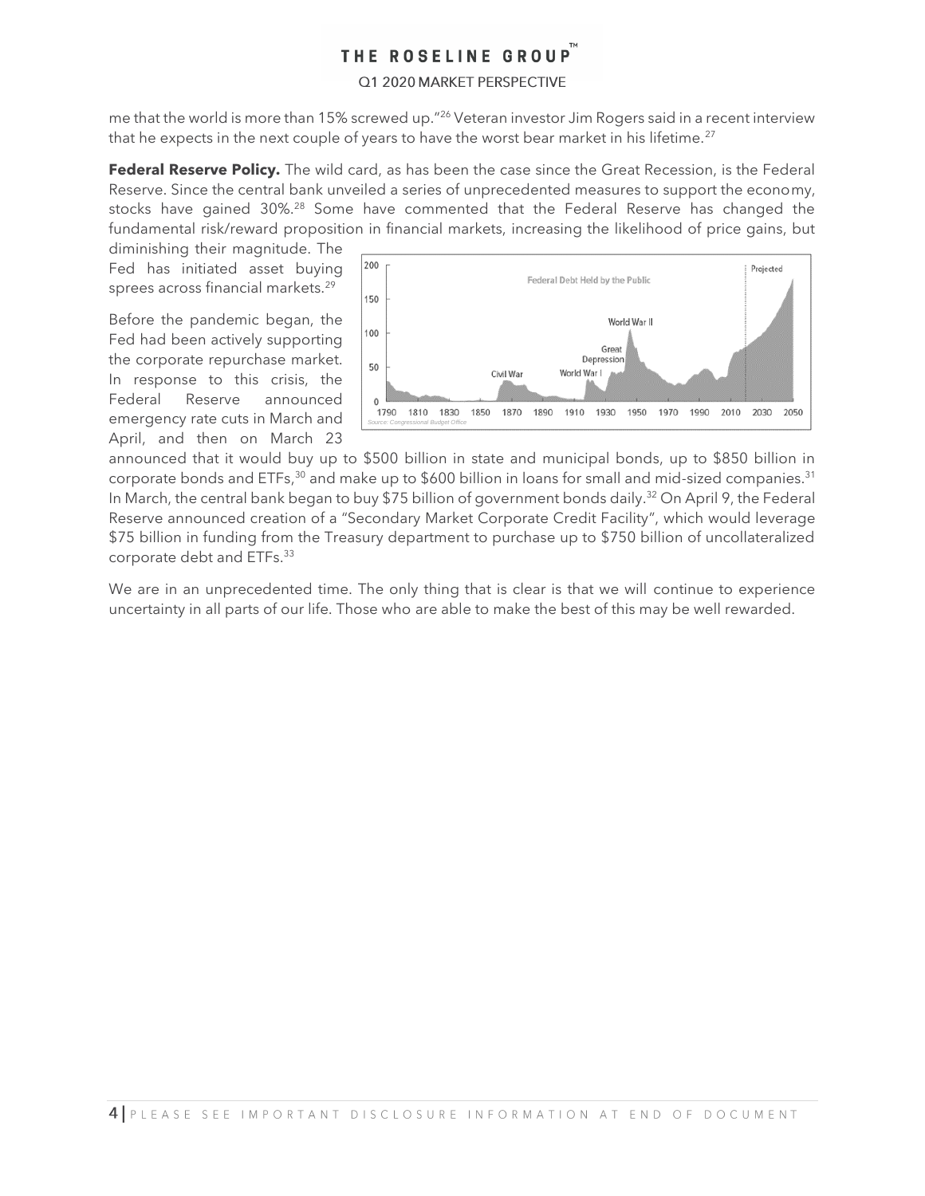me that the world is more than 15% screwed up."[26] Veteran investor Jim Rogers said in a recent interview that he expects in the next couple of years to have the worst bear market in his lifetime.[27]

**Federal Reserve Policy.** The wild card, as has been the case since the Great Recession, is the Federal Reserve. Since the central bank unveiled a series of unprecedented measures to support the economy, stocks have gained 30%.[28] Some have commented that the Federal Reserve has changed the fundamental risk/reward proposition in financial markets, increasing the likelihood of price gains, but diminishing their magnitude. The Fed has initiated asset buying sprees across financial markets.[29]

Before the pandemic began, the Fed had been actively supporting the corporate repurchase market. In response to this crisis, the Federal Reserve announced emergency rate cuts in March and April, and then on March 23 announced that it would buy up to $500 billion in state and municipal bonds, up to $850 billion in corporate bonds and ETFs,[30] and make up to $600 billion in loans for small and mid-sized companies.[31] In March, the central bank began to buy $75 billion of government bonds daily.[32] On April 9, the Federal Reserve announced creation of a "Secondary Market Corporate Credit Facility", which would leverage $75 billion in funding from the Treasury department to purchase up to $750 billion of uncollateralized corporate debt and ETFs.[33]

We are in an unprecedented time. The only thing that is clear is that we will continue to experience uncertainty in all parts of our life. Those who are able to make the best of this may be well rewarded.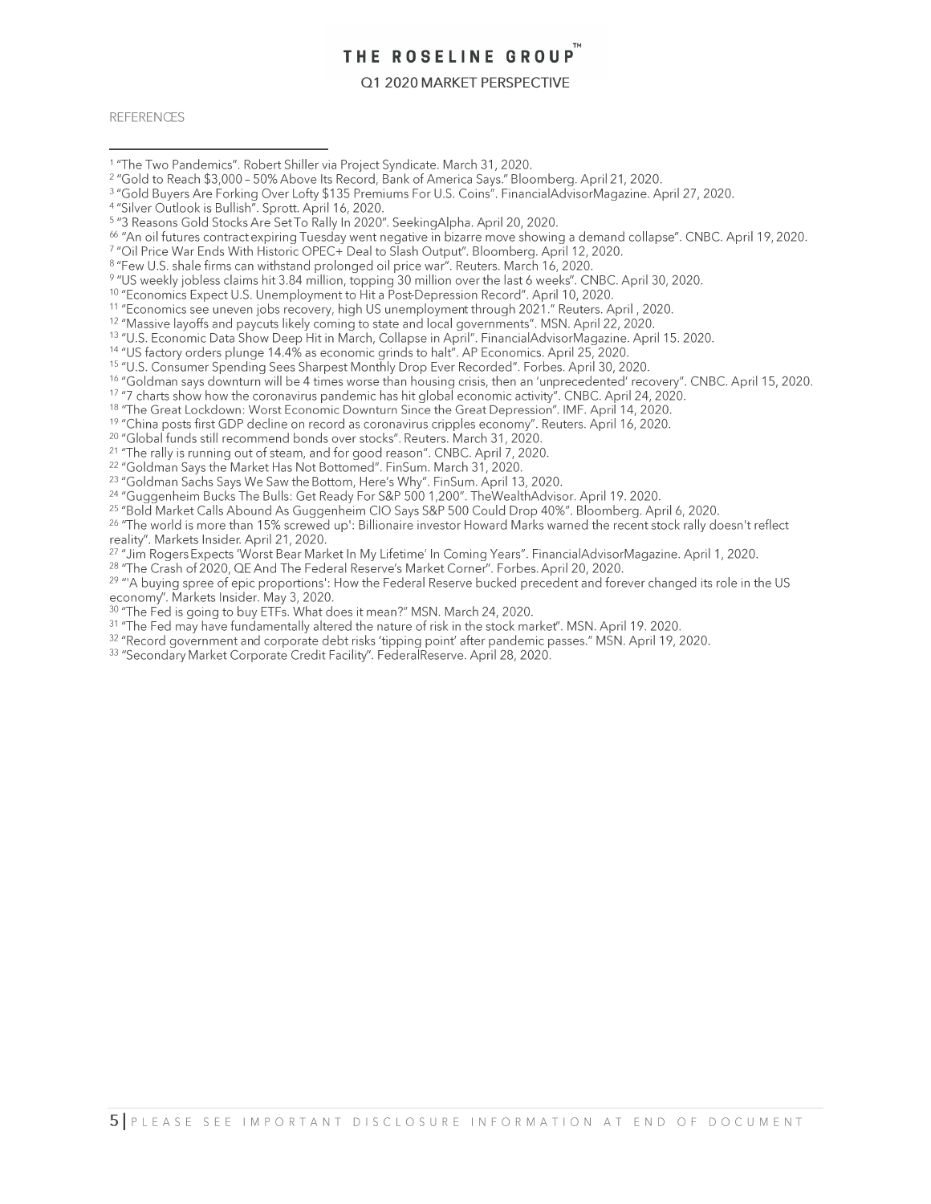REFERENCES

[1] "The Two Pandemics". Robert Shiller via Project Syndicate. March 31, 2020.
[2] "Gold to Reach $3,000 – 50% Above Its Record, Bank of America Says." Bloomberg. April 21, 2020.
[3] "Gold Buyers Are Forking Over Lofty $135 Premiums For U.S. Coins". FinancialAdvisorMagazine. April 27, 2020.
[4] "Silver Outlook is Bullish". Sprott. April 16, 2020.
[5] "3 Reasons Gold Stocks Are Set To Rally In 2020". SeekingAlpha. April 20, 2020.
[66] "An oil futures contract expiring Tuesday went negative in bizarre move showing a demand collapse". CNBC. April 19, 2020.
[7] "Oil Price War Ends With Historic OPEC+ Deal to Slash Output". Bloomberg. April 12, 2020.
[8] "Few U.S. shale firms can withstand prolonged oil price war". Reuters. March 16, 2020.
[9] "US weekly jobless claims hit 3.84 million, topping 30 million over the last 6 weeks". CNBC. April 30, 2020.
[10] "Economics Expect U.S. Unemployment to Hit a Post-Depression Record". April 10, 2020.
[11] "Economics see uneven jobs recovery, high US unemployment through 2021." Reuters. April , 2020.
[12] "Massive layoffs and paycuts likely coming to state and local governments". MSN. April 22, 2020.
[13] "U.S. Economic Data Show Deep Hit in March, Collapse in April". FinancialAdvisorMagazine. April 15. 2020.
[14] "US factory orders plunge 14.4% as economic grinds to halt". AP Economics. April 25, 2020.
[15] "U.S. Consumer Spending Sees Sharpest Monthly Drop Ever Recorded". Forbes. April 30, 2020.
[16] "Goldman says downturn will be 4 times worse than housing crisis, then an 'unprecedented' recovery". CNBC. April 15, 2020.
[17] "7 charts show how the coronavirus pandemic has hit global economic activity". CNBC. April 24, 2020.
[18] "The Great Lockdown: Worst Economic Downturn Since the Great Depression". IMF. April 14, 2020.
[19] "China posts first GDP decline on record as coronavirus cripples economy". Reuters. April 16, 2020.
[20] "Global funds still recommend bonds over stocks". Reuters. March 31, 2020.
[21] "The rally is running out of steam, and for good reason". CNBC. April 7, 2020.
[22] "Goldman Says the Market Has Not Bottomed". FinSum. March 31, 2020.
[23] "Goldman Sachs Says We Saw the Bottom, Here's Why". FinSum. April 13, 2020.
[24] "Guggenheim Bucks The Bulls: Get Ready For S&P 500 1,200". TheWealthAdvisor. April 19. 2020.
[25] "Bold Market Calls Abound As Guggenheim CIO Says S&P 500 Could Drop 40%". Bloomberg. April 6, 2020.
[26] "The world is more than 15% screwed up': Billionaire investor Howard Marks warned the recent stock rally doesn't reflect reality". Markets Insider. April 21, 2020.
[27] "Jim Rogers Expects 'Worst Bear Market In My Lifetime' In Coming Years". FinancialAdvisorMagazine. April 1, 2020.
[28] "The Crash of 2020, QE And The Federal Reserve's Market Corner". Forbes. April 20, 2020.
[29] "'A buying spree of epic proportions': How the Federal Reserve bucked precedent and forever changed its role in the US economy". Markets Insider. May 3, 2020.
[30] "The Fed is going to buy ETFs. What does it mean?" MSN. March 24, 2020.
[31] "The Fed may have fundamentally altered the nature of risk in the stock market". MSN. April 19. 2020.
[32] "Record government and corporate debt risks 'tipping point' after pandemic passes." MSN. April 19, 2020.
[33] "Secondary Market Corporate Credit Facility". FederalReserve. April 28, 2020.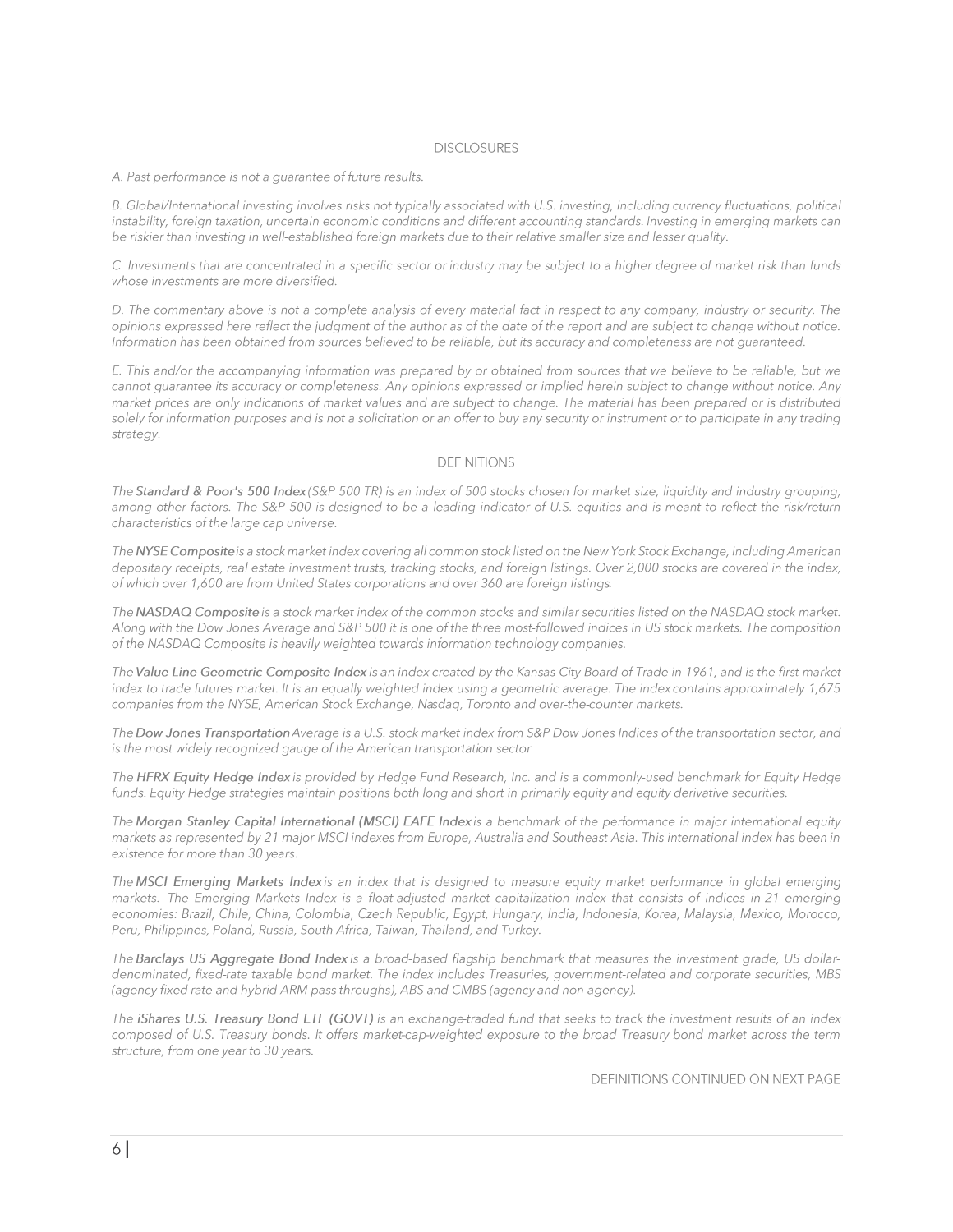## DISCLOSURES

*A. Past performance is not a guarantee of future results.*

*B. Global/International investing involves risks not typically associated with U.S. investing, including currency fluctuations, political instability, foreign taxation, uncertain economic conditions and different accounting standards. Investing in emerging markets can be riskier than investing in well-established foreign markets due to their relative smaller size and lesser quality.*

*C. Investments that are concentrated in a specific sector or industry may be subject to a higher degree of market risk than funds whose investments are more diversified.*

*D. The commentary above is not a complete analysis of every material fact in respect to any company, industry or security. The opinions expressed here reflect the judgment of the author as of the date of the report and are subject to change without notice. Information has been obtained from sources believed to be reliable, but its accuracy and completeness are not guaranteed.*

*E. This and/or the accompanying information was prepared by or obtained from sources that we believe to be reliable, but we cannot guarantee its accuracy or completeness. Any opinions expressed or implied herein subject to change without notice. Any market prices are only indications of market values and are subject to change. The material has been prepared or is distributed solely for information purposes and is not a solicitation or an offer to buy any security or instrument or to participate in any trading strategy.*

## DEFINITIONS

*The* ***Standard & Poor's 500 Index*** *(S&P 500 TR) is an index of 500 stocks chosen for market size, liquidity and industry grouping, among other factors. The S&P 500 is designed to be a leading indicator of U.S. equities and is meant to reflect the risk/return characteristics of the large cap universe.*

*The* ***NYSE Composite*** *is a stock market index covering all common stock listed on the New York Stock Exchange, including American depositary receipts, real estate investment trusts, tracking stocks, and foreign listings. Over 2,000 stocks are covered in the index, of which over 1,600 are from United States corporations and over 360 are foreign listings.*

*The* ***NASDAQ Composite*** *is a stock market index of the common stocks and similar securities listed on the NASDAQ stock market. Along with the Dow Jones Average and S&P 500 it is one of the three most-followed indices in US stock markets. The composition of the NASDAQ Composite is heavily weighted towards information technology companies.*

*The* ***Value Line Geometric Composite Index*** *is an index created by the Kansas City Board of Trade in 1961, and is the first market index to trade futures market. It is an equally weighted index using a geometric average. The index contains approximately 1,675 companies from the NYSE, American Stock Exchange, Nasdaq, Toronto and over-the-counter markets.*

*The* ***Dow Jones Transportation*** *Average is a U.S. stock market index from S&P Dow Jones Indices of the transportation sector, and is the most widely recognized gauge of the American transportation sector.*

*The* ***HFRX Equity Hedge Index*** *is provided by Hedge Fund Research, Inc. and is a commonly-used benchmark for Equity Hedge funds. Equity Hedge strategies maintain positions both long and short in primarily equity and equity derivative securities.*

*The* ***Morgan Stanley Capital International (MSCI) EAFE Index*** *is a benchmark of the performance in major international equity markets as represented by 21 major MSCI indexes from Europe, Australia and Southeast Asia. This international index has been in existence for more than 30 years.*

*The* ***MSCI Emerging Markets Index*** *is an index that is designed to measure equity market performance in global emerging markets. The Emerging Markets Index is a float-adjusted market capitalization index that consists of indices in 21 emerging economies: Brazil, Chile, China, Colombia, Czech Republic, Egypt, Hungary, India, Indonesia, Korea, Malaysia, Mexico, Morocco, Peru, Philippines, Poland, Russia, South Africa, Taiwan, Thailand, and Turkey.*

*The* ***Barclays US Aggregate Bond Index*** *is a broad-based flagship benchmark that measures the investment grade, US dollar-denominated, fixed-rate taxable bond market. The index includes Treasuries, government-related and corporate securities, MBS (agency fixed-rate and hybrid ARM pass-throughs), ABS and CMBS (agency and non-agency).*

*The* ***iShares U.S. Treasury Bond ETF (GOVT)*** *is an exchange-traded fund that seeks to track the investment results of an index composed of U.S. Treasury bonds. It offers market-cap-weighted exposure to the broad Treasury bond market across the term structure, from one year to 30 years.*

DEFINITIONS CONTINUED ON NEXT PAGE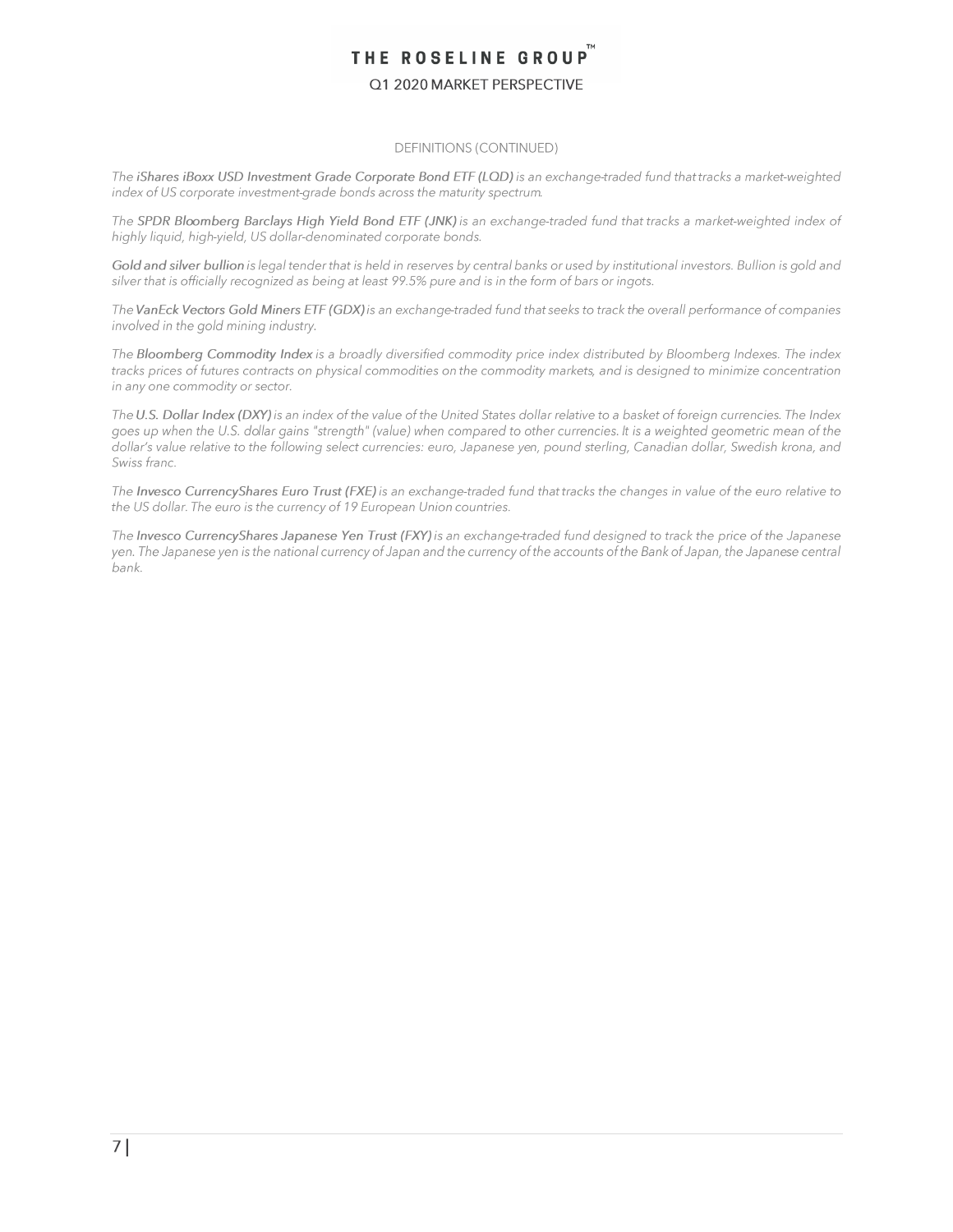DEFINITIONS (CONTINUED)

*The **iShares iBoxx USD Investment Grade Corporate Bond ETF (LQD)** is an exchange-traded fund that tracks a market-weighted index of US corporate investment-grade bonds across the maturity spectrum.*

*The **SPDR Bloomberg Barclays High Yield Bond ETF (JNK)** is an exchange-traded fund that tracks a market-weighted index of highly liquid, high-yield, US dollar-denominated corporate bonds.*

***Gold and silver bullion** is legal tender that is held in reserves by central banks or used by institutional investors. Bullion is gold and silver that is officially recognized as being at least 99.5% pure and is in the form of bars or ingots.*

*The **VanEck Vectors Gold Miners ETF (GDX)** is an exchange-traded fund that seeks to track the overall performance of companies involved in the gold mining industry.*

*The **Bloomberg Commodity Index** is a broadly diversified commodity price index distributed by Bloomberg Indexes. The index tracks prices of futures contracts on physical commodities on the commodity markets, and is designed to minimize concentration in any one commodity or sector.*

*The **U.S. Dollar Index (DXY)** is an index of the value of the United States dollar relative to a basket of foreign currencies. The Index goes up when the U.S. dollar gains "strength" (value) when compared to other currencies. It is a weighted geometric mean of the dollar's value relative to the following select currencies: euro, Japanese yen, pound sterling, Canadian dollar, Swedish krona, and Swiss franc.*

*The **Invesco CurrencyShares Euro Trust (FXE)** is an exchange-traded fund that tracks the changes in value of the euro relative to the US dollar. The euro is the currency of 19 European Union countries.*

*The **Invesco CurrencyShares Japanese Yen Trust (FXY)** is an exchange-traded fund designed to track the price of the Japanese yen. The Japanese yen is the national currency of Japan and the currency of the accounts of the Bank of Japan, the Japanese central bank.*